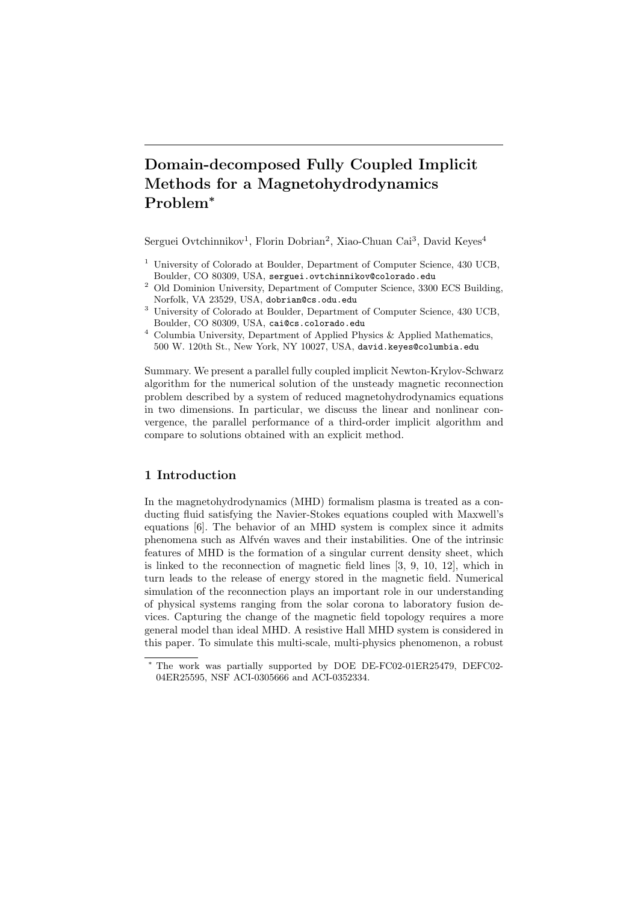# Domain-decomposed Fully Coupled Implicit Methods for a Magnetohydrodynamics Problem*

Serguei Ovtchinnikov[1], Florin Dobrian[2], Xiao-Chuan Cai[3], David Keyes[4]

[1] University of Colorado at Boulder, Department of Computer Science, 430 UCB, Boulder, CO 80309, USA, serguei.ovtchinnikov@colorado.edu

[2] Old Dominion University, Department of Computer Science, 3300 ECS Building, Norfolk, VA 23529, USA, dobrian@cs.odu.edu

[3] University of Colorado at Boulder, Department of Computer Science, 430 UCB, Boulder, CO 80309, USA, cai@cs.colorado.edu

[4] Columbia University, Department of Applied Physics & Applied Mathematics, 500 W. 120th St., New York, NY 10027, USA, david.keyes@columbia.edu

Summary. We present a parallel fully coupled implicit Newton-Krylov-Schwarz algorithm for the numerical solution of the unsteady magnetic reconnection problem described by a system of reduced magnetohydrodynamics equations in two dimensions. In particular, we discuss the linear and nonlinear convergence, the parallel performance of a third-order implicit algorithm and compare to solutions obtained with an explicit method.

## 1 Introduction

In the magnetohydrodynamics (MHD) formalism plasma is treated as a conducting fluid satisfying the Navier-Stokes equations coupled with Maxwell's equations [6]. The behavior of an MHD system is complex since it admits phenomena such as Alfvén waves and their instabilities. One of the intrinsic features of MHD is the formation of a singular current density sheet, which is linked to the reconnection of magnetic field lines [3, 9, 10, 12], which in turn leads to the release of energy stored in the magnetic field. Numerical simulation of the reconnection plays an important role in our understanding of physical systems ranging from the solar corona to laboratory fusion devices. Capturing the change of the magnetic field topology requires a more general model than ideal MHD. A resistive Hall MHD system is considered in this paper. To simulate this multi-scale, multi-physics phenomenon, a robust

* The work was partially supported by DOE DE-FC02-01ER25479, DEFC02-04ER25595, NSF ACI-0305666 and ACI-0352334.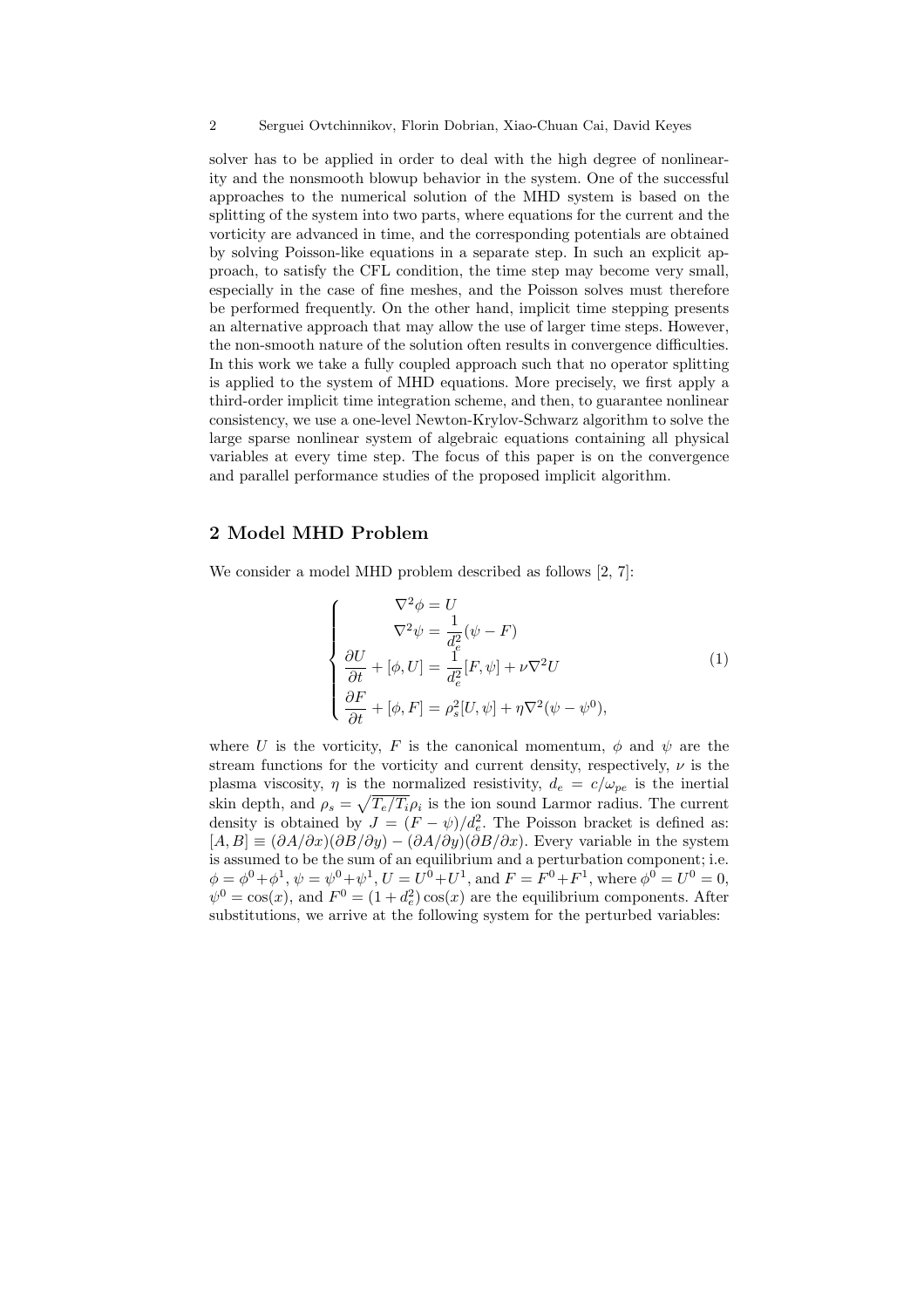solver has to be applied in order to deal with the high degree of nonlinearity and the nonsmooth blowup behavior in the system. One of the successful approaches to the numerical solution of the MHD system is based on the splitting of the system into two parts, where equations for the current and the vorticity are advanced in time, and the corresponding potentials are obtained by solving Poisson-like equations in a separate step. In such an explicit approach, to satisfy the CFL condition, the time step may become very small, especially in the case of fine meshes, and the Poisson solves must therefore be performed frequently. On the other hand, implicit time stepping presents an alternative approach that may allow the use of larger time steps. However, the non-smooth nature of the solution often results in convergence difficulties. In this work we take a fully coupled approach such that no operator splitting is applied to the system of MHD equations. More precisely, we first apply a third-order implicit time integration scheme, and then, to guarantee nonlinear consistency, we use a one-level Newton-Krylov-Schwarz algorithm to solve the large sparse nonlinear system of algebraic equations containing all physical variables at every time step. The focus of this paper is on the convergence and parallel performance studies of the proposed implicit algorithm.

## 2 Model MHD Problem

We consider a model MHD problem described as follows [2, 7]:

$$
\left\{
\begin{aligned}
&\nabla^2\phi = U \\
&\nabla^2\psi = \frac{1}{d_e^2}(\psi - F) \\
&\frac{\partial U}{\partial t} + [\phi, U] = \frac{1}{d_e^2}[F, \psi] + \nu\nabla^2 U \\
&\frac{\partial F}{\partial t} + [\phi, F] = \rho_s^2[U, \psi] + \eta\nabla^2(\psi - \psi^0),
\end{aligned}
\right.
\tag{1}
$$

where $U$ is the vorticity, $F$ is the canonical momentum, $\phi$ and $\psi$ are the stream functions for the vorticity and current density, respectively, $\nu$ is the plasma viscosity, $\eta$ is the normalized resistivity, $d_e = c/\omega_{pe}$ is the inertial skin depth, and $\rho_s = \sqrt{T_e/T_i}\rho_i$ is the ion sound Larmor radius. The current density is obtained by $J = (F - \psi)/d_e^2$. The Poisson bracket is defined as: $[A, B] \equiv (\partial A/\partial x)(\partial B/\partial y) - (\partial A/\partial y)(\partial B/\partial x)$. Every variable in the system is assumed to be the sum of an equilibrium and a perturbation component; i.e. $\phi = \phi^0 + \phi^1$, $\psi = \psi^0 + \psi^1$, $U = U^0 + U^1$, and $F = F^0 + F^1$, where $\phi^0 = U^0 = 0$, $\psi^0 = \cos(x)$, and $F^0 = (1 + d_e^2)\cos(x)$ are the equilibrium components. After substitutions, we arrive at the following system for the perturbed variables: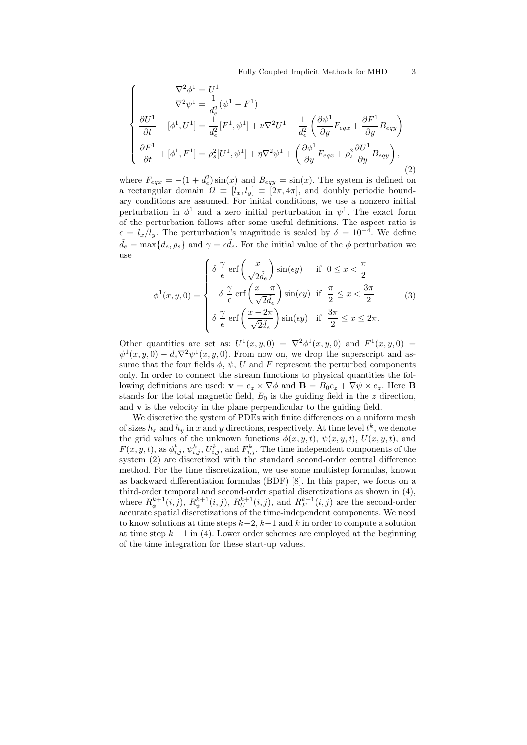$$
\left\{
\begin{aligned}
\nabla^2 \phi^1 &= U^1 \\
\nabla^2 \psi^1 &= \frac{1}{d_e^2}(\psi^1 - F^1) \\
\frac{\partial U^1}{\partial t} + [\phi^1, U^1] &= \frac{1}{d_e^2}[F^1, \psi^1] + \nu \nabla^2 U^1 + \frac{1}{d_e^2}\left(\frac{\partial \psi^1}{\partial y} F_{eqx} + \frac{\partial F^1}{\partial y} B_{eqy}\right) \\
\frac{\partial F^1}{\partial t} + [\phi^1, F^1] &= \rho_s^2 [U^1, \psi^1] + \eta \nabla^2 \psi^1 + \left(\frac{\partial \phi^1}{\partial y} F_{eqx} + \rho_s^2 \frac{\partial U^1}{\partial y} B_{eqy}\right),
\end{aligned}
\right.
\tag{2}
$$

where $F_{eqx} = -(1 + d_e^2)\sin(x)$ and $B_{eqy} = \sin(x)$. The system is defined on a rectangular domain $\Omega \equiv [l_x, l_y] \equiv [2\pi, 4\pi]$, and doubly periodic boundary conditions are assumed. For initial conditions, we use a nonzero initial perturbation in $\phi^1$ and a zero initial perturbation in $\psi^1$. The exact form of the perturbation follows after some useful definitions. The aspect ratio is $\epsilon = l_x/l_y$. The perturbation's magnitude is scaled by $\delta = 10^{-4}$. We define $\tilde{d}_e = \max\{d_e, \rho_s\}$ and $\gamma = \epsilon \tilde{d}_e$. For the initial value of the $\phi$ perturbation we use

$$
\phi^1(x, y, 0) =
\begin{cases}
\delta \, \dfrac{\gamma}{\epsilon} \, \mathrm{erf}\left(\dfrac{x}{\sqrt{2}\tilde{d}_e}\right) \sin(\epsilon y) & \text{if } \ 0 \le x < \dfrac{\pi}{2} \\
-\delta \, \dfrac{\gamma}{\epsilon} \, \mathrm{erf}\left(\dfrac{x - \pi}{\sqrt{2}\tilde{d}_e}\right) \sin(\epsilon y) & \text{if } \ \dfrac{\pi}{2} \le x < \dfrac{3\pi}{2} \\
\delta \, \dfrac{\gamma}{\epsilon} \, \mathrm{erf}\left(\dfrac{x - 2\pi}{\sqrt{2}\tilde{d}_e}\right) \sin(\epsilon y) & \text{if } \ \dfrac{3\pi}{2} \le x \le 2\pi.
\end{cases}
\tag{3}
$$

Other quantities are set as: $U^1(x, y, 0) = \nabla^2 \phi^1(x, y, 0)$ and $F^1(x, y, 0) = \psi^1(x, y, 0) - d_e \nabla^2 \psi^1(x, y, 0)$. From now on, we drop the superscript and assume that the four fields $\phi$, $\psi$, $U$ and $F$ represent the perturbed components only. In order to connect the stream functions to physical quantities the following definitions are used: $\mathbf{v} = e_z \times \nabla \phi$ and $\mathbf{B} = B_0 e_z + \nabla \psi \times e_z$. Here $\mathbf{B}$ stands for the total magnetic field, $B_0$ is the guiding field in the $z$ direction, and $\mathbf{v}$ is the velocity in the plane perpendicular to the guiding field.

We discretize the system of PDEs with finite differences on a uniform mesh of sizes $h_x$ and $h_y$ in $x$ and $y$ directions, respectively. At time level $t^k$, we denote the grid values of the unknown functions $\phi(x, y, t)$, $\psi(x, y, t)$, $U(x, y, t)$, and $F(x, y, t)$, as $\phi_{i,j}^k$, $\psi_{i,j}^k$, $U_{i,j}^k$, and $F_{i,j}^k$. The time independent components of the system (2) are discretized with the standard second-order central difference method. For the time discretization, we use some multistep formulas, known as backward differentiation formulas (BDF) [8]. In this paper, we focus on a third-order temporal and second-order spatial discretizations as shown in (4), where $R_\phi^{k+1}(i, j)$, $R_\psi^{k+1}(i, j)$, $R_U^{k+1}(i, j)$, and $R_F^{k+1}(i, j)$ are the second-order accurate spatial discretizations of the time-independent components. We need to know solutions at time steps $k-2$, $k-1$ and $k$ in order to compute a solution at time step $k+1$ in (4). Lower order schemes are employed at the beginning of the time integration for these start-up values.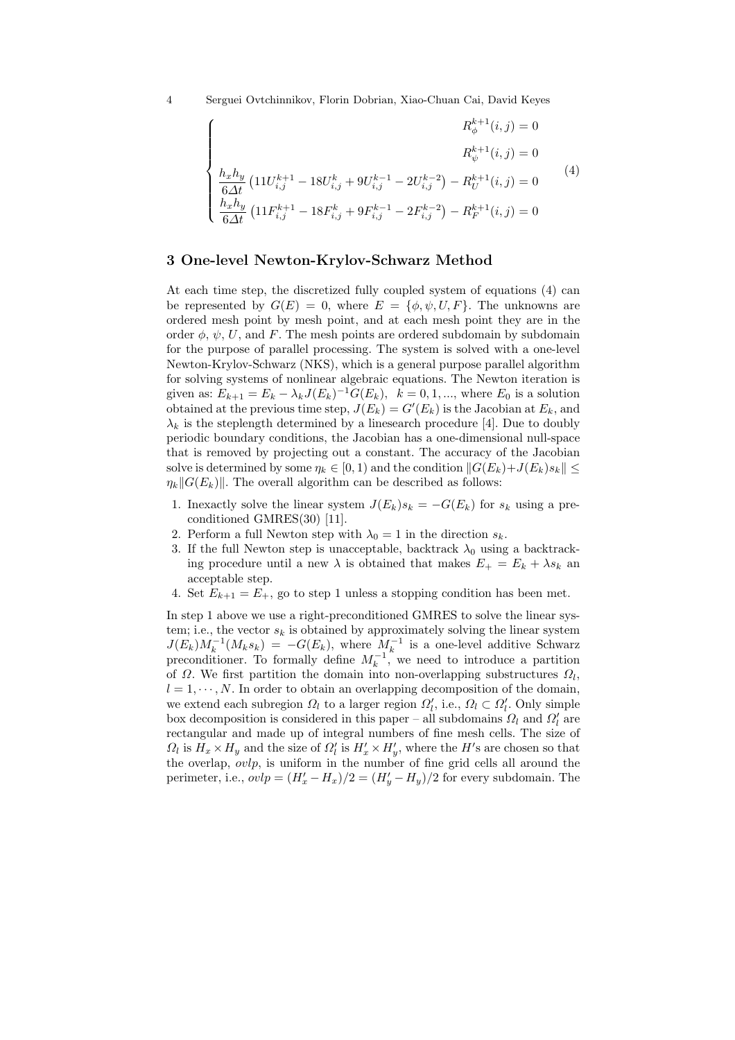$$
\begin{cases}
R_{\phi}^{k+1}(i,j) = 0 \\
R_{\psi}^{k+1}(i,j) = 0 \\
\dfrac{h_x h_y}{6\Delta t}\left(11U_{i,j}^{k+1} - 18U_{i,j}^{k} + 9U_{i,j}^{k-1} - 2U_{i,j}^{k-2}\right) - R_{U}^{k+1}(i,j) = 0 \\
\dfrac{h_x h_y}{6\Delta t}\left(11F_{i,j}^{k+1} - 18F_{i,j}^{k} + 9F_{i,j}^{k-1} - 2F_{i,j}^{k-2}\right) - R_{F}^{k+1}(i,j) = 0
\end{cases}
\tag{4}
$$

## 3 One-level Newton-Krylov-Schwarz Method

At each time step, the discretized fully coupled system of equations (4) can be represented by $G(E) = 0$, where $E = \{\phi, \psi, U, F\}$. The unknowns are ordered mesh point by mesh point, and at each mesh point they are in the order $\phi$, $\psi$, $U$, and $F$. The mesh points are ordered subdomain by subdomain for the purpose of parallel processing. The system is solved with a one-level Newton-Krylov-Schwarz (NKS), which is a general purpose parallel algorithm for solving systems of nonlinear algebraic equations. The Newton iteration is given as: $E_{k+1} = E_k - \lambda_k J(E_k)^{-1} G(E_k), \;\; k = 0, 1, ...,$ where $E_0$ is a solution obtained at the previous time step, $J(E_k) = G'(E_k)$ is the Jacobian at $E_k$, and $\lambda_k$ is the steplength determined by a linesearch procedure [4]. Due to doubly periodic boundary conditions, the Jacobian has a one-dimensional null-space that is removed by projecting out a constant. The accuracy of the Jacobian solve is determined by some $\eta_k \in [0, 1)$ and the condition $\|G(E_k) + J(E_k)s_k\| \leq \eta_k \|G(E_k)\|$. The overall algorithm can be described as follows:

1. Inexactly solve the linear system $J(E_k)s_k = -G(E_k)$ for $s_k$ using a preconditioned GMRES(30) [11].
2. Perform a full Newton step with $\lambda_0 = 1$ in the direction $s_k$.
3. If the full Newton step is unacceptable, backtrack $\lambda_0$ using a backtracking procedure until a new $\lambda$ is obtained that makes $E_+ = E_k + \lambda s_k$ an acceptable step.
4. Set $E_{k+1} = E_+$, go to step 1 unless a stopping condition has been met.

In step 1 above we use a right-preconditioned GMRES to solve the linear system; i.e., the vector $s_k$ is obtained by approximately solving the linear system $J(E_k) M_k^{-1} (M_k s_k) = -G(E_k)$, where $M_k^{-1}$ is a one-level additive Schwarz preconditioner. To formally define $M_k^{-1}$, we need to introduce a partition of $\Omega$. We first partition the domain into non-overlapping substructures $\Omega_l$, $l = 1, \cdots, N$. In order to obtain an overlapping decomposition of the domain, we extend each subregion $\Omega_l$ to a larger region $\Omega_l'$, i.e., $\Omega_l \subset \Omega_l'$. Only simple box decomposition is considered in this paper – all subdomains $\Omega_l$ and $\Omega_l'$ are rectangular and made up of integral numbers of fine mesh cells. The size of $\Omega_l$ is $H_x \times H_y$ and the size of $\Omega_l'$ is $H_x' \times H_y'$, where the $H$'s are chosen so that the overlap, *ovlp*, is uniform in the number of fine grid cells all around the perimeter, i.e., $ovlp = (H_x' - H_x)/2 = (H_y' - H_y)/2$ for every subdomain. The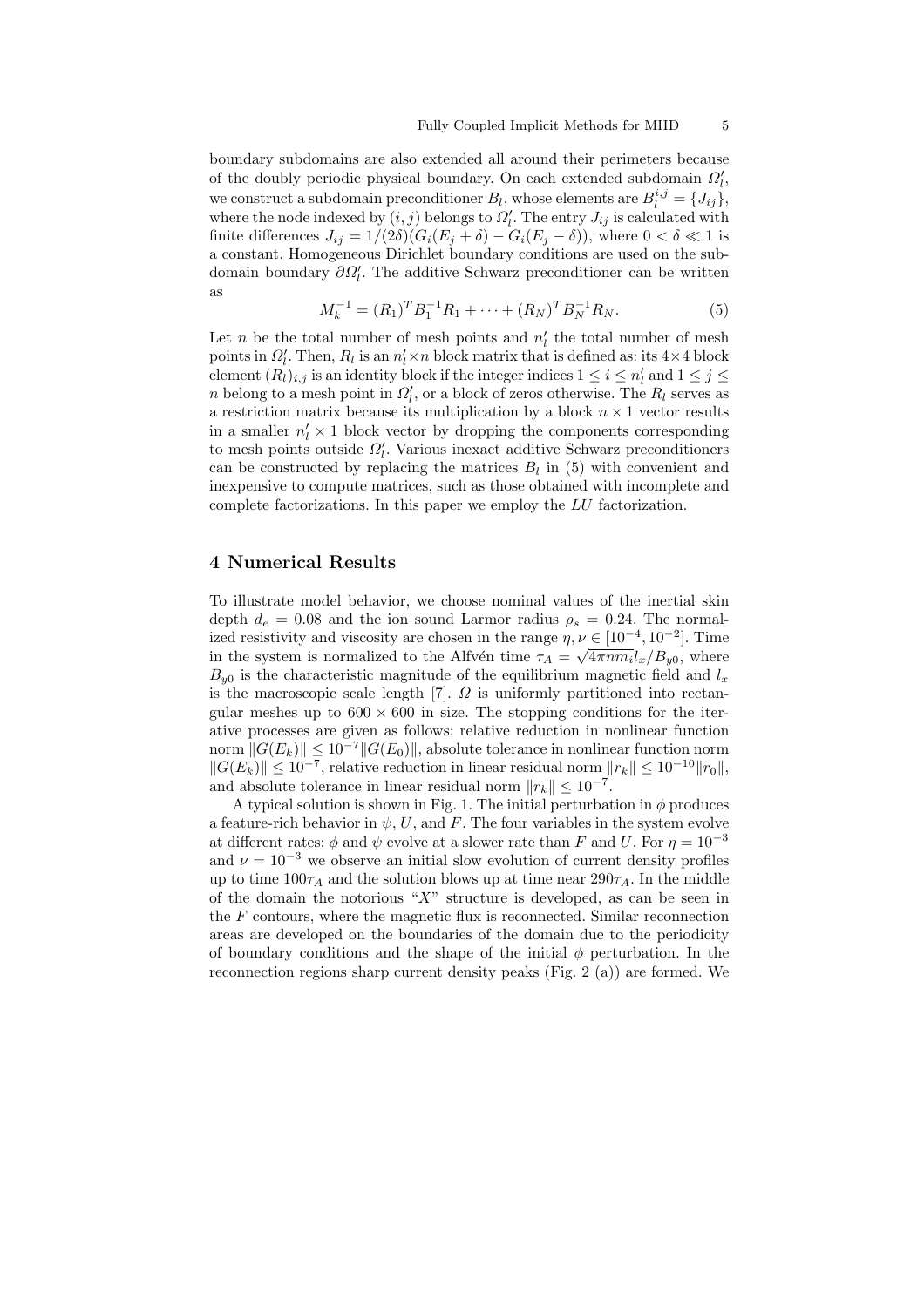boundary subdomains are also extended all around their perimeters because of the doubly periodic physical boundary. On each extended subdomain $\Omega_l'$, we construct a subdomain preconditioner $B_l$, whose elements are $B_l^{i,j} = \{J_{ij}\}$, where the node indexed by $(i, j)$ belongs to $\Omega_l'$. The entry $J_{ij}$ is calculated with finite differences $J_{ij} = 1/(2\delta)(G_i(E_j + \delta) - G_i(E_j - \delta))$, where $0 < \delta \ll 1$ is a constant. Homogeneous Dirichlet boundary conditions are used on the subdomain boundary $\partial\Omega_l'$. The additive Schwarz preconditioner can be written as

$$M_k^{-1} = (R_1)^T B_1^{-1} R_1 + \cdots + (R_N)^T B_N^{-1} R_N. \tag{5}$$

Let $n$ be the total number of mesh points and $n_l'$ the total number of mesh points in $\Omega_l'$. Then, $R_l$ is an $n_l' \times n$ block matrix that is defined as: its $4\times4$ block element $(R_l)_{i,j}$ is an identity block if the integer indices $1 \leq i \leq n_l'$ and $1 \leq j \leq n$ belong to a mesh point in $\Omega_l'$, or a block of zeros otherwise. The $R_l$ serves as a restriction matrix because its multiplication by a block $n \times 1$ vector results in a smaller $n_l' \times 1$ block vector by dropping the components corresponding to mesh points outside $\Omega_l'$. Various inexact additive Schwarz preconditioners can be constructed by replacing the matrices $B_l$ in (5) with convenient and inexpensive to compute matrices, such as those obtained with incomplete and complete factorizations. In this paper we employ the *LU* factorization.

## 4 Numerical Results

To illustrate model behavior, we choose nominal values of the inertial skin depth $d_e = 0.08$ and the ion sound Larmor radius $\rho_s = 0.24$. The normalized resistivity and viscosity are chosen in the range $\eta, \nu \in [10^{-4}, 10^{-2}]$. Time in the system is normalized to the Alfvén time $\tau_A = \sqrt{4\pi n m_i} l_x / B_{y0}$, where $B_{y0}$ is the characteristic magnitude of the equilibrium magnetic field and $l_x$ is the macroscopic scale length [7]. $\Omega$ is uniformly partitioned into rectangular meshes up to $600 \times 600$ in size. The stopping conditions for the iterative processes are given as follows: relative reduction in nonlinear function norm $\|G(E_k)\| \leq 10^{-7}\|G(E_0)\|$, absolute tolerance in nonlinear function norm $\|G(E_k)\| \leq 10^{-7}$, relative reduction in linear residual norm $\|r_k\| \leq 10^{-10}\|r_0\|$, and absolute tolerance in linear residual norm $\|r_k\| \leq 10^{-7}$.

A typical solution is shown in Fig. 1. The initial perturbation in $\phi$ produces a feature-rich behavior in $\psi$, $U$, and $F$. The four variables in the system evolve at different rates: $\phi$ and $\psi$ evolve at a slower rate than $F$ and $U$. For $\eta = 10^{-3}$ and $\nu = 10^{-3}$ we observe an initial slow evolution of current density profiles up to time $100\tau_A$ and the solution blows up at time near $290\tau_A$. In the middle of the domain the notorious "$X$" structure is developed, as can be seen in the $F$ contours, where the magnetic flux is reconnected. Similar reconnection areas are developed on the boundaries of the domain due to the periodicity of boundary conditions and the shape of the initial $\phi$ perturbation. In the reconnection regions sharp current density peaks (Fig. 2 (a)) are formed. We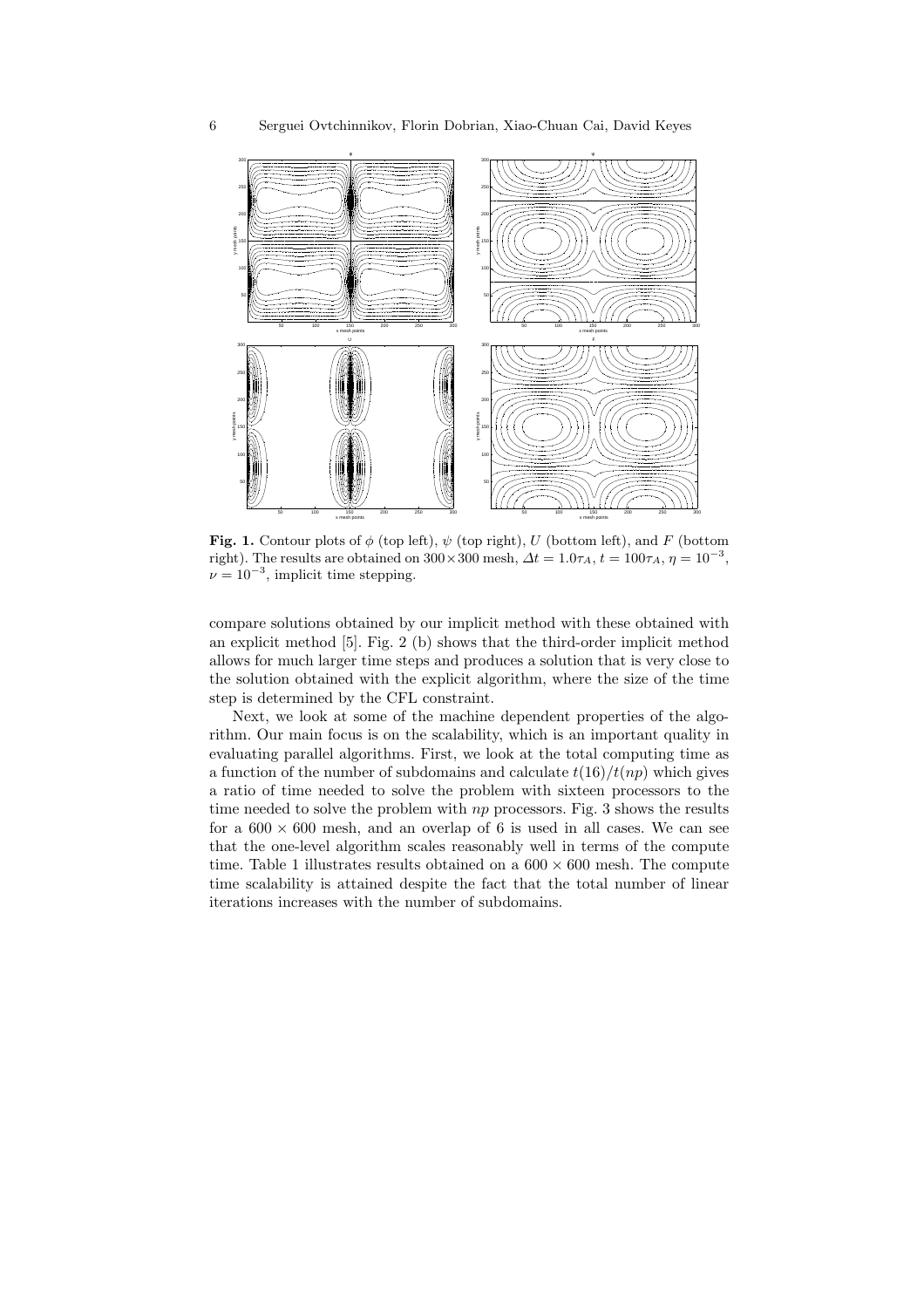**Fig. 1.** Contour plots of $\phi$ (top left), $\psi$ (top right), $U$ (bottom left), and $F$ (bottom right). The results are obtained on $300\times300$ mesh, $\Delta t = 1.0\tau_A$, $t = 100\tau_A$, $\eta = 10^{-3}$, $\nu = 10^{-3}$, implicit time stepping.

compare solutions obtained by our implicit method with these obtained with an explicit method [5]. Fig. 2 (b) shows that the third-order implicit method allows for much larger time steps and produces a solution that is very close to the solution obtained with the explicit algorithm, where the size of the time step is determined by the CFL constraint.

Next, we look at some of the machine dependent properties of the algorithm. Our main focus is on the scalability, which is an important quality in evaluating parallel algorithms. First, we look at the total computing time as a function of the number of subdomains and calculate $t(16)/t(np)$ which gives a ratio of time needed to solve the problem with sixteen processors to the time needed to solve the problem with $np$ processors. Fig. 3 shows the results for a $600 \times 600$ mesh, and an overlap of 6 is used in all cases. We can see that the one-level algorithm scales reasonably well in terms of the compute time. Table 1 illustrates results obtained on a $600 \times 600$ mesh. The compute time scalability is attained despite the fact that the total number of linear iterations increases with the number of subdomains.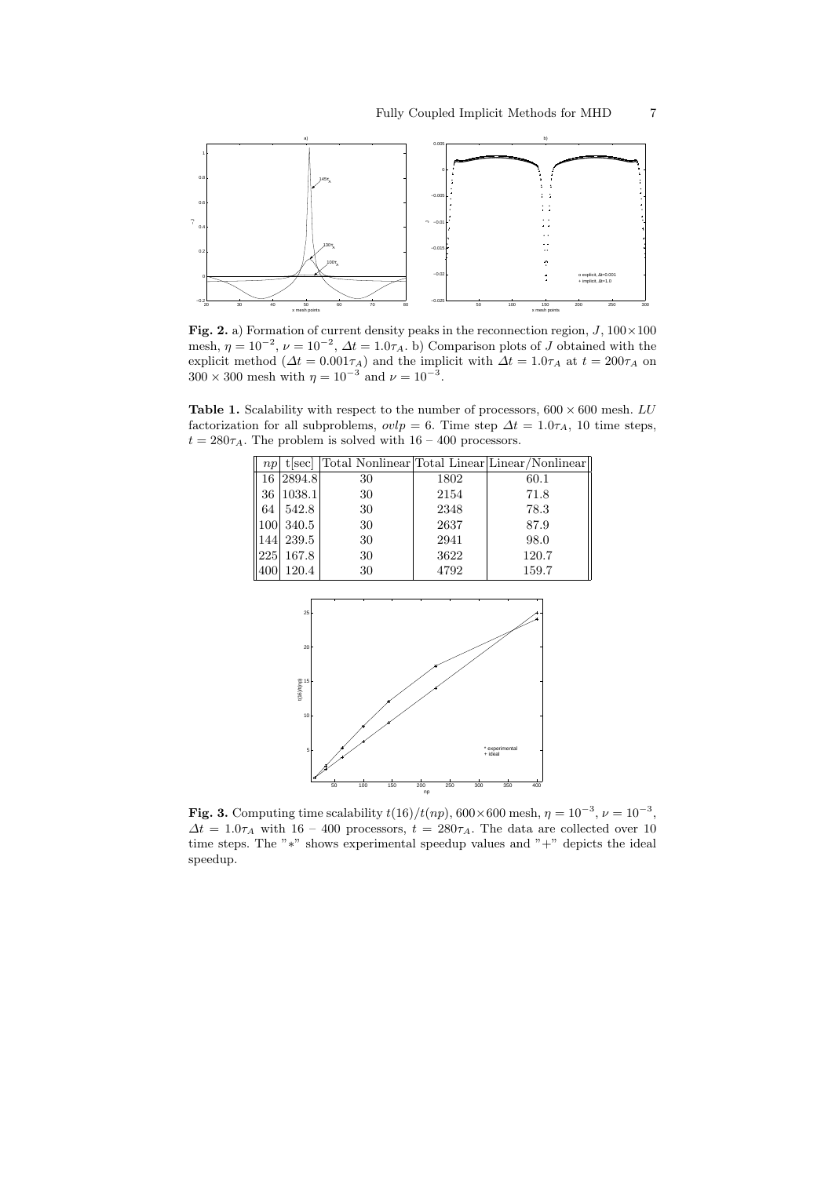**Fig. 2.** a) Formation of current density peaks in the reconnection region, $J$, $100 \times 100$ mesh, $\eta = 10^{-2}$, $\nu = 10^{-2}$, $\Delta t = 1.0\tau_A$. b) Comparison plots of $J$ obtained with the explicit method ($\Delta t = 0.001\tau_A$) and the implicit with $\Delta t = 1.0\tau_A$ at $t = 200\tau_A$ on $300 \times 300$ mesh with $\eta = 10^{-3}$ and $\nu = 10^{-3}$.

**Table 1.** Scalability with respect to the number of processors, $600 \times 600$ mesh. *LU* factorization for all subproblems, $ovlp = 6$. Time step $\Delta t = 1.0\tau_A$, 10 time steps, $t = 280\tau_A$. The problem is solved with 16 – 400 processors.

| $np$ | t[sec] | Total Nonlinear | Total Linear | Linear/Nonlinear |
|---|---|---|---|---|
| 16 | 2894.8 | 30 | 1802 | 60.1 |
| 36 | 1038.1 | 30 | 2154 | 71.8 |
| 64 | 542.8 | 30 | 2348 | 78.3 |
| 100 | 340.5 | 30 | 2637 | 87.9 |
| 144 | 239.5 | 30 | 2941 | 98.0 |
| 225 | 167.8 | 30 | 3622 | 120.7 |
| 400 | 120.4 | 30 | 4792 | 159.7 |

**Fig. 3.** Computing time scalability $t(16)/t(np)$, $600 \times 600$ mesh, $\eta = 10^{-3}$, $\nu = 10^{-3}$, $\Delta t = 1.0\tau_A$ with 16 – 400 processors, $t = 280\tau_A$. The data are collected over 10 time steps. The "$*$" shows experimental speedup values and "$+$" depicts the ideal speedup.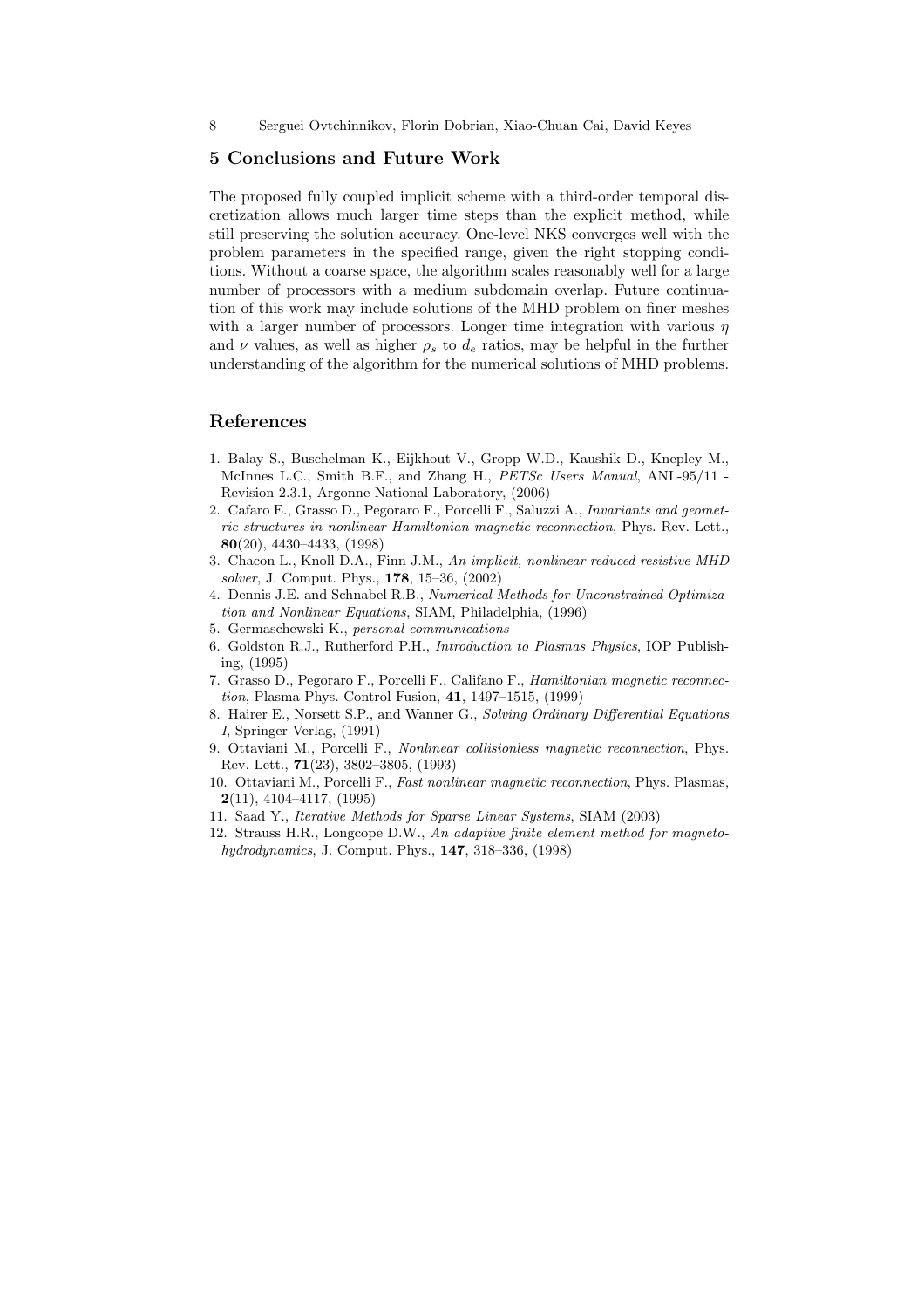## 5 Conclusions and Future Work

The proposed fully coupled implicit scheme with a third-order temporal discretization allows much larger time steps than the explicit method, while still preserving the solution accuracy. One-level NKS converges well with the problem parameters in the specified range, given the right stopping conditions. Without a coarse space, the algorithm scales reasonably well for a large number of processors with a medium subdomain overlap. Future continuation of this work may include solutions of the MHD problem on finer meshes with a larger number of processors. Longer time integration with various $\eta$ and $\nu$ values, as well as higher $\rho_s$ to $d_e$ ratios, may be helpful in the further understanding of the algorithm for the numerical solutions of MHD problems.

## References

1. Balay S., Buschelman K., Eijkhout V., Gropp W.D., Kaushik D., Knepley M., McInnes L.C., Smith B.F., and Zhang H., *PETSc Users Manual*, ANL-95/11 - Revision 2.3.1, Argonne National Laboratory, (2006)
2. Cafaro E., Grasso D., Pegoraro F., Porcelli F., Saluzzi A., *Invariants and geometric structures in nonlinear Hamiltonian magnetic reconnection*, Phys. Rev. Lett., **80**(20), 4430–4433, (1998)
3. Chacon L., Knoll D.A., Finn J.M., *An implicit, nonlinear reduced resistive MHD solver*, J. Comput. Phys., **178**, 15–36, (2002)
4. Dennis J.E. and Schnabel R.B., *Numerical Methods for Unconstrained Optimization and Nonlinear Equations*, SIAM, Philadelphia, (1996)
5. Germaschewski K., *personal communications*
6. Goldston R.J., Rutherford P.H., *Introduction to Plasmas Physics*, IOP Publishing, (1995)
7. Grasso D., Pegoraro F., Porcelli F., Califano F., *Hamiltonian magnetic reconnection*, Plasma Phys. Control Fusion, **41**, 1497–1515, (1999)
8. Hairer E., Norsett S.P., and Wanner G., *Solving Ordinary Differential Equations I*, Springer-Verlag, (1991)
9. Ottaviani M., Porcelli F., *Nonlinear collisionless magnetic reconnection*, Phys. Rev. Lett., **71**(23), 3802–3805, (1993)
10. Ottaviani M., Porcelli F., *Fast nonlinear magnetic reconnection*, Phys. Plasmas, **2**(11), 4104–4117, (1995)
11. Saad Y., *Iterative Methods for Sparse Linear Systems*, SIAM (2003)
12. Strauss H.R., Longcope D.W., *An adaptive finite element method for magnetohydrodynamics*, J. Comput. Phys., **147**, 318–336, (1998)